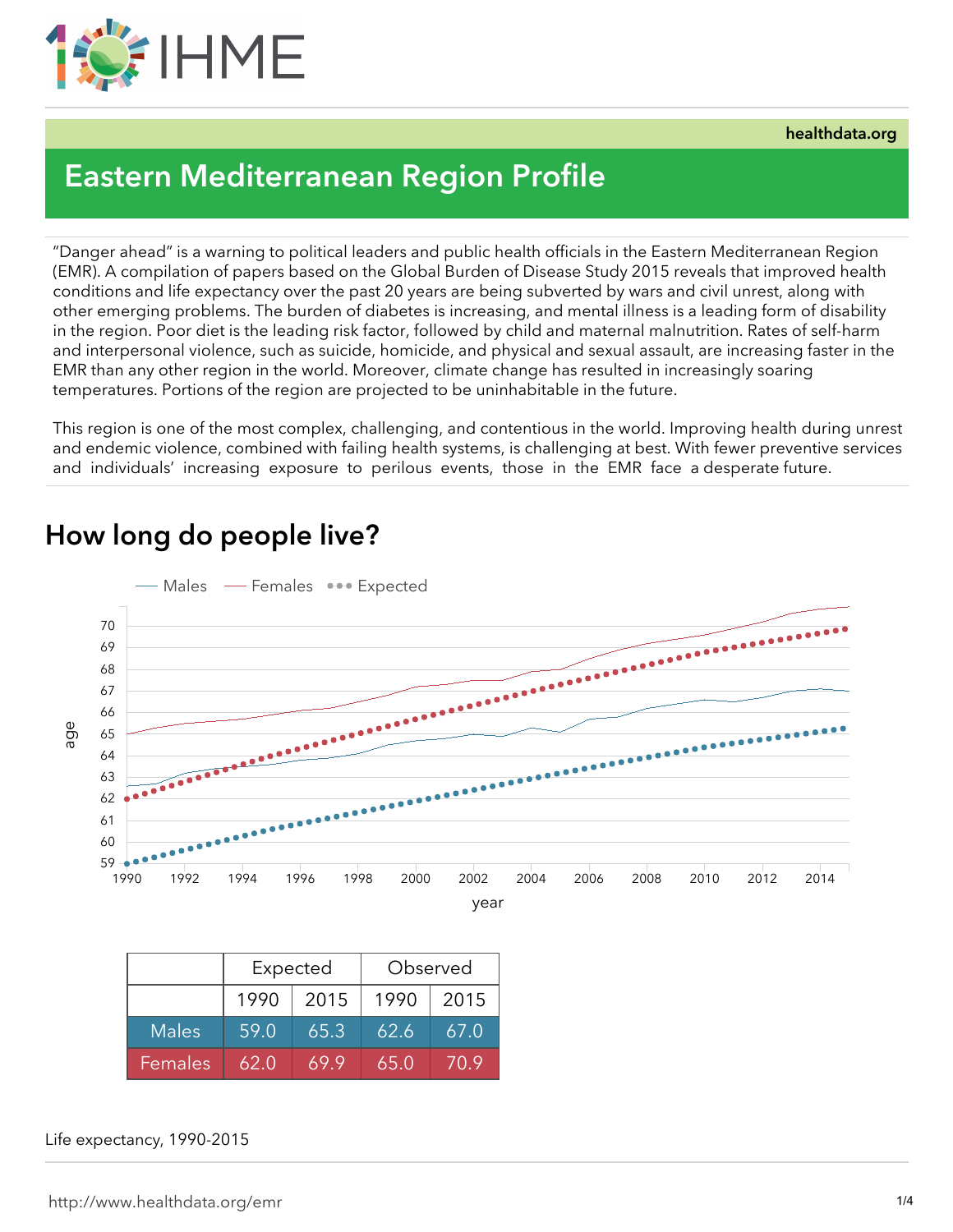healthdata.org

# Eastern Mediterranean Region Profile

"Danger ahead" is a warning to political leaders and public health officials in the Eastern Mediterranean Region (EMR). A compilation of papers based on the Global Burden of Disease Study 2015 reveals that improved health conditions and life expectancy over the past 20 years are being subverted by wars and civil unrest, along with other emerging problems. The burden of diabetes is increasing, and mental illness is a leading form of disability in the region. Poor diet is the leading risk factor, followed by child and maternal malnutrition. Rates of self-harm and interpersonal violence, such as suicide, homicide, and physical and sexual assault, are increasing faster in the EMR than any other region in the world. Moreover, climate change has resulted in increasingly soaring temperatures. Portions of the region are projected to be uninhabitable in the future.

This region is one of the most complex, challenging, and contentious in the world. Improving health during unrest and endemic violence, combined with failing health systems, is challenging at best. With fewer preventive services and individuals' increasing exposure to perilous events, those in the EMR face a desperate future.

## How long do people live?

Males
Females
Expected

age

70
69
68
67
66
65
64
63
62
61
60
59

1990 1992 1994 1996 1998 2000 2002 2004 2006 2008 2010 2012 2014

year

| | Expected | | Observed | |
|---|---|---|---|---|
| | 1990 | 2015 | 1990 | 2015 |
| Males | 59.0 | 65.3 | 62.6 | 67.0 |
| Females | 62.0 | 69.9 | 65.0 | 70.9 |

Life expectancy, 1990-2015

http://www.healthdata.org/emr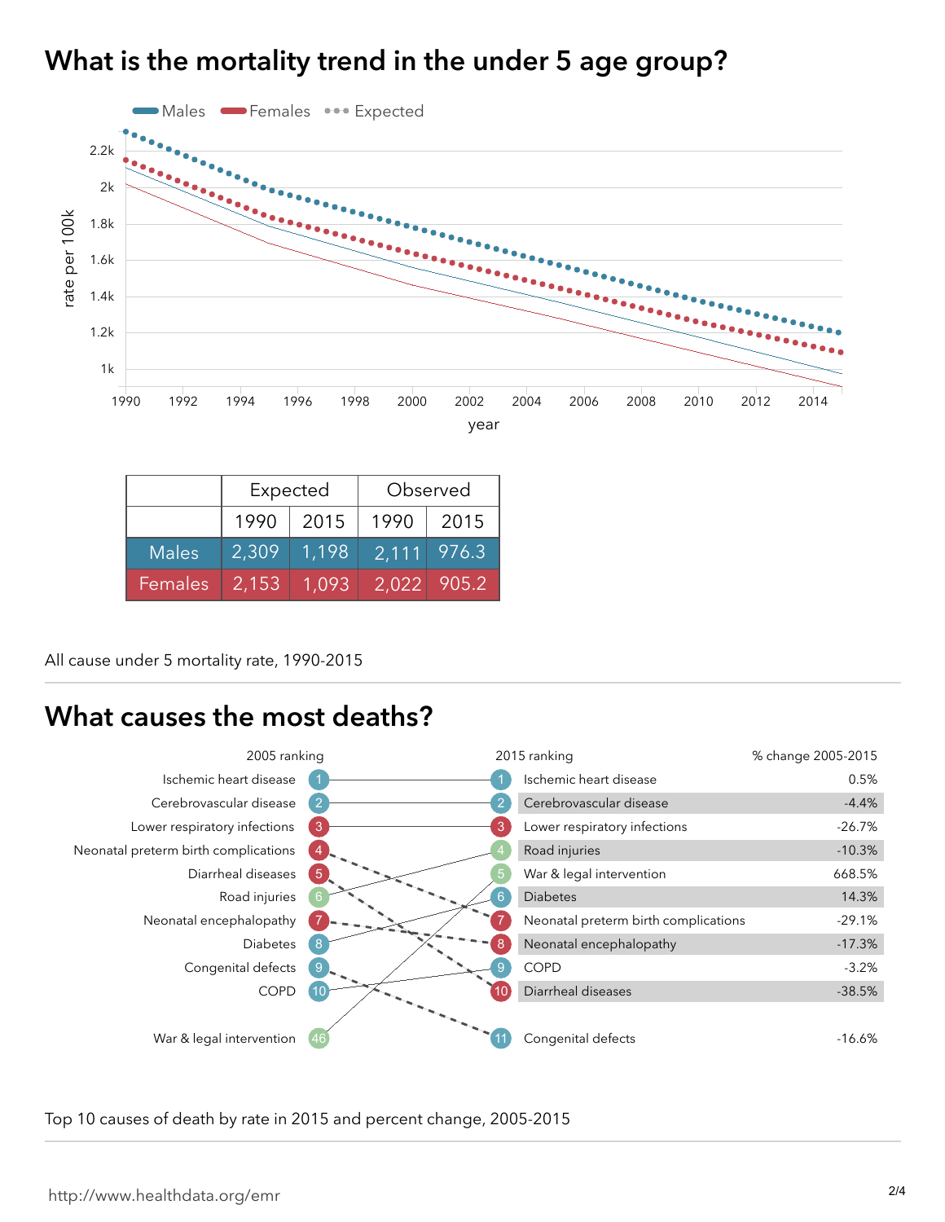## What is the mortality trend in the under 5 age group?

Males Females Expected

2.2k
2k
1.8k
1.6k
1.4k
1.2k
1k

rate per 100k

1990 1992 1994 1996 1998 2000 2002 2004 2006 2008 2010 2012 2014

year

| | Expected | | Observed | |
|---|---|---|---|---|
| | 1990 | 2015 | 1990 | 2015 |
| Males | 2,309 | 1,198 | 2,111 | 976.3 |
| Females | 2,153 | 1,093 | 2,022 | 905.2 |

All cause under 5 mortality rate, 1990-2015

## What causes the most deaths?

2005 ranking

1 Ischemic heart disease
2 Cerebrovascular disease
3 Lower respiratory infections
4 Neonatal preterm birth complications
5 Diarrheal diseases
6 Road injuries
7 Neonatal encephalopathy
8 Diabetes
9 Congenital defects
10 COPD
46 War & legal intervention

2015 ranking — % change 2005-2015

1 Ischemic heart disease 0.5%
2 Cerebrovascular disease -4.4%
3 Lower respiratory infections -26.7%
4 Road injuries -10.3%
5 War & legal intervention 668.5%
6 Diabetes 14.3%
7 Neonatal preterm birth complications -29.1%
8 Neonatal encephalopathy -17.3%
9 COPD -3.2%
10 Diarrheal diseases -38.5%
11 Congenital defects -16.6%

Top 10 causes of death by rate in 2015 and percent change, 2005-2015

http://www.healthdata.org/emr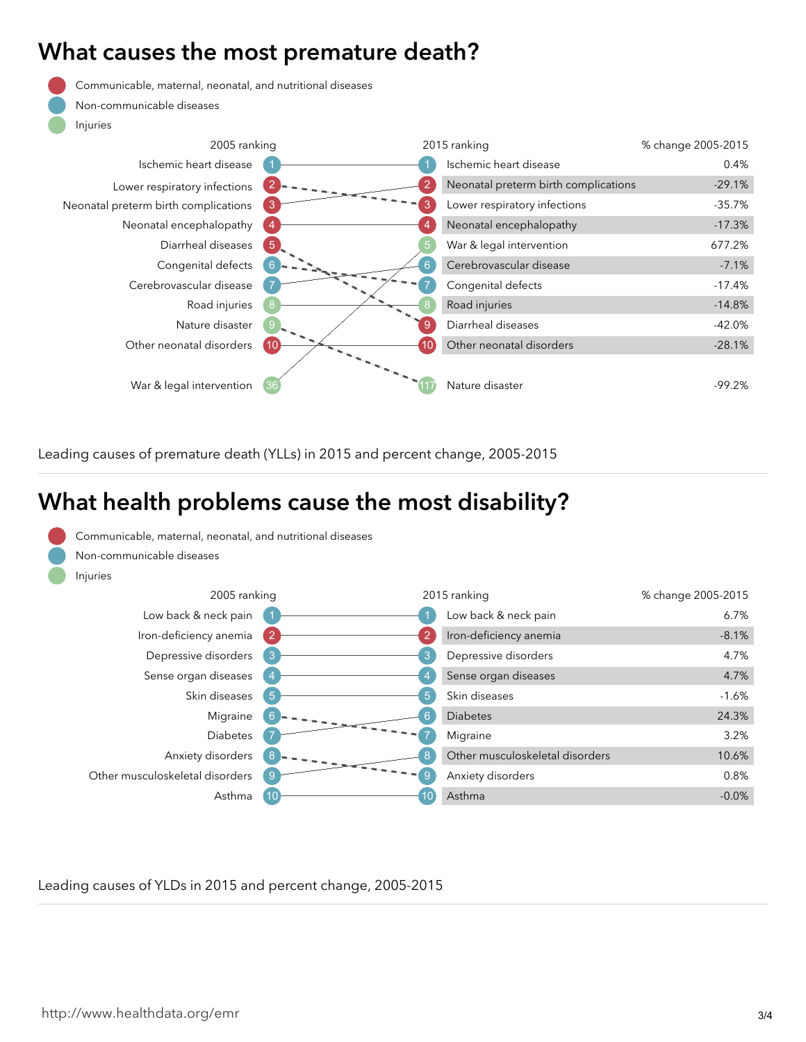# What causes the most premature death?

Communicable, maternal, neonatal, and nutritional diseases
Non-communicable diseases
Injuries

2005 ranking

Ischemic heart disease 1
Lower respiratory infections 2
Neonatal preterm birth complications 3
Neonatal encephalopathy 4
Diarrheal diseases 5
Congenital defects 6
Cerebrovascular disease 7
Road injuries 8
Nature disaster 9
Other neonatal disorders 10
War & legal intervention 36

2015 ranking | % change 2005-2015

1 Ischemic heart disease 0.4%
2 Neonatal preterm birth complications -29.1%
3 Lower respiratory infections -35.7%
4 Neonatal encephalopathy -17.3%
5 War & legal intervention 677.2%
6 Cerebrovascular disease -7.1%
7 Congenital defects -17.4%
8 Road injuries -14.8%
9 Diarrheal diseases -42.0%
10 Other neonatal disorders -28.1%
117 Nature disaster -99.2%

Leading causes of premature death (YLLs) in 2015 and percent change, 2005-2015

# What health problems cause the most disability?

Communicable, maternal, neonatal, and nutritional diseases
Non-communicable diseases
Injuries

2005 ranking

Low back & neck pain 1
Iron-deficiency anemia 2
Depressive disorders 3
Sense organ diseases 4
Skin diseases 5
Migraine 6
Diabetes 7
Anxiety disorders 8
Other musculoskeletal disorders 9
Asthma 10

2015 ranking | % change 2005-2015

1 Low back & neck pain 6.7%
2 Iron-deficiency anemia -8.1%
3 Depressive disorders 4.7%
4 Sense organ diseases 4.7%
5 Skin diseases -1.6%
6 Diabetes 24.3%
7 Migraine 3.2%
8 Other musculoskeletal disorders 10.6%
9 Anxiety disorders 0.8%
10 Asthma -0.0%

Leading causes of YLDs in 2015 and percent change, 2005-2015

http://www.healthdata.org/emr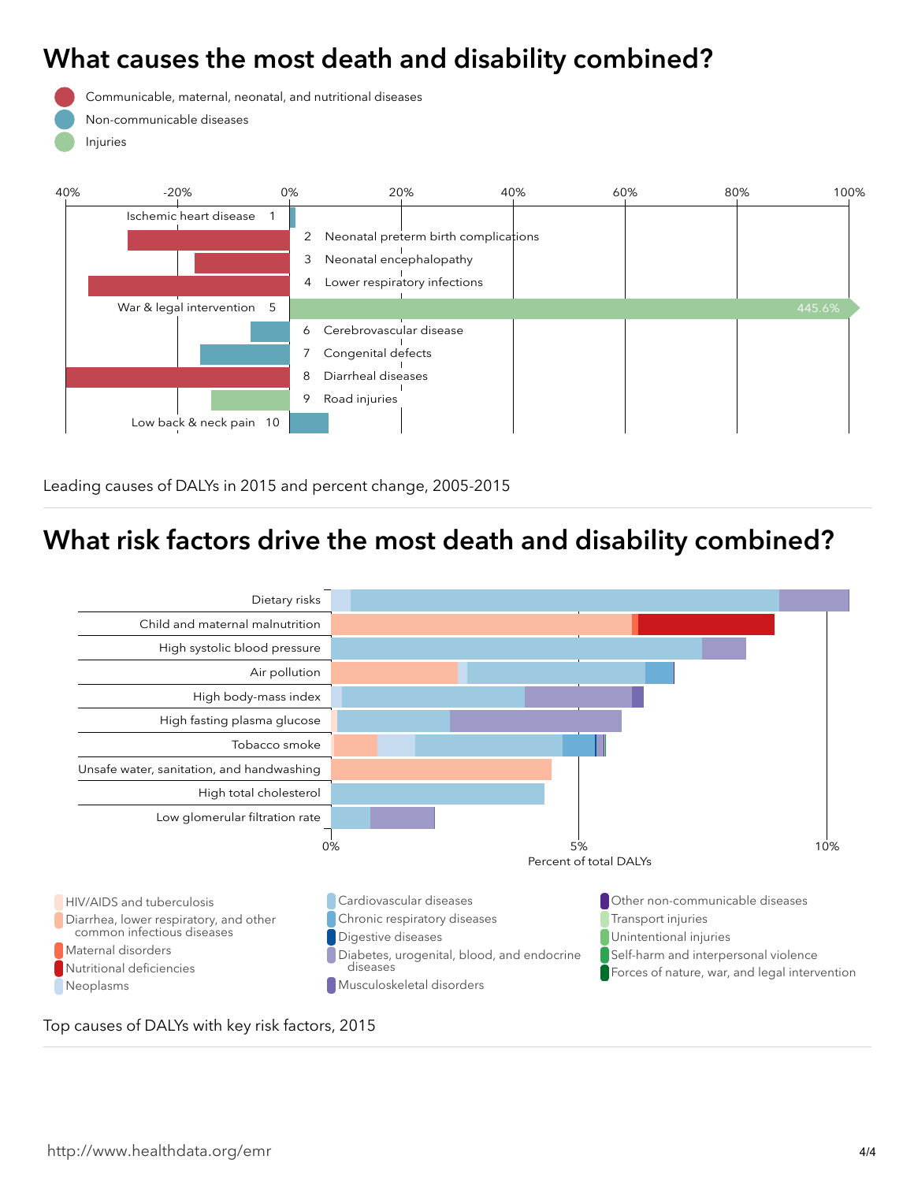## What causes the most death and disability combined?

Communicable, maternal, neonatal, and nutritional diseases
Non-communicable diseases
Injuries

40% -20% 0% 20% 40% 60% 80% 100%

Ischemic heart disease 1
2 Neonatal preterm birth complications
3 Neonatal encephalopathy
4 Lower respiratory infections
War & legal intervention 5
445.6%
6 Cerebrovascular disease
7 Congenital defects
8 Diarrheal diseases
9 Road injuries
Low back & neck pain 10

Leading causes of DALYs in 2015 and percent change, 2005-2015

## What risk factors drive the most death and disability combined?

Dietary risks
Child and maternal malnutrition
High systolic blood pressure
Air pollution
High body-mass index
High fasting plasma glucose
Tobacco smoke
Unsafe water, sanitation, and handwashing
High total cholesterol
Low glomerular filtration rate

0% 5% 10%
Percent of total DALYs

HIV/AIDS and tuberculosis
Diarrhea, lower respiratory, and other common infectious diseases
Maternal disorders
Nutritional deficiencies
Neoplasms
Cardiovascular diseases
Chronic respiratory diseases
Digestive diseases
Diabetes, urogenital, blood, and endocrine diseases
Musculoskeletal disorders
Other non-communicable diseases
Transport injuries
Unintentional injuries
Self-harm and interpersonal violence
Forces of nature, war, and legal intervention

Top causes of DALYs with key risk factors, 2015

http://www.healthdata.org/emr